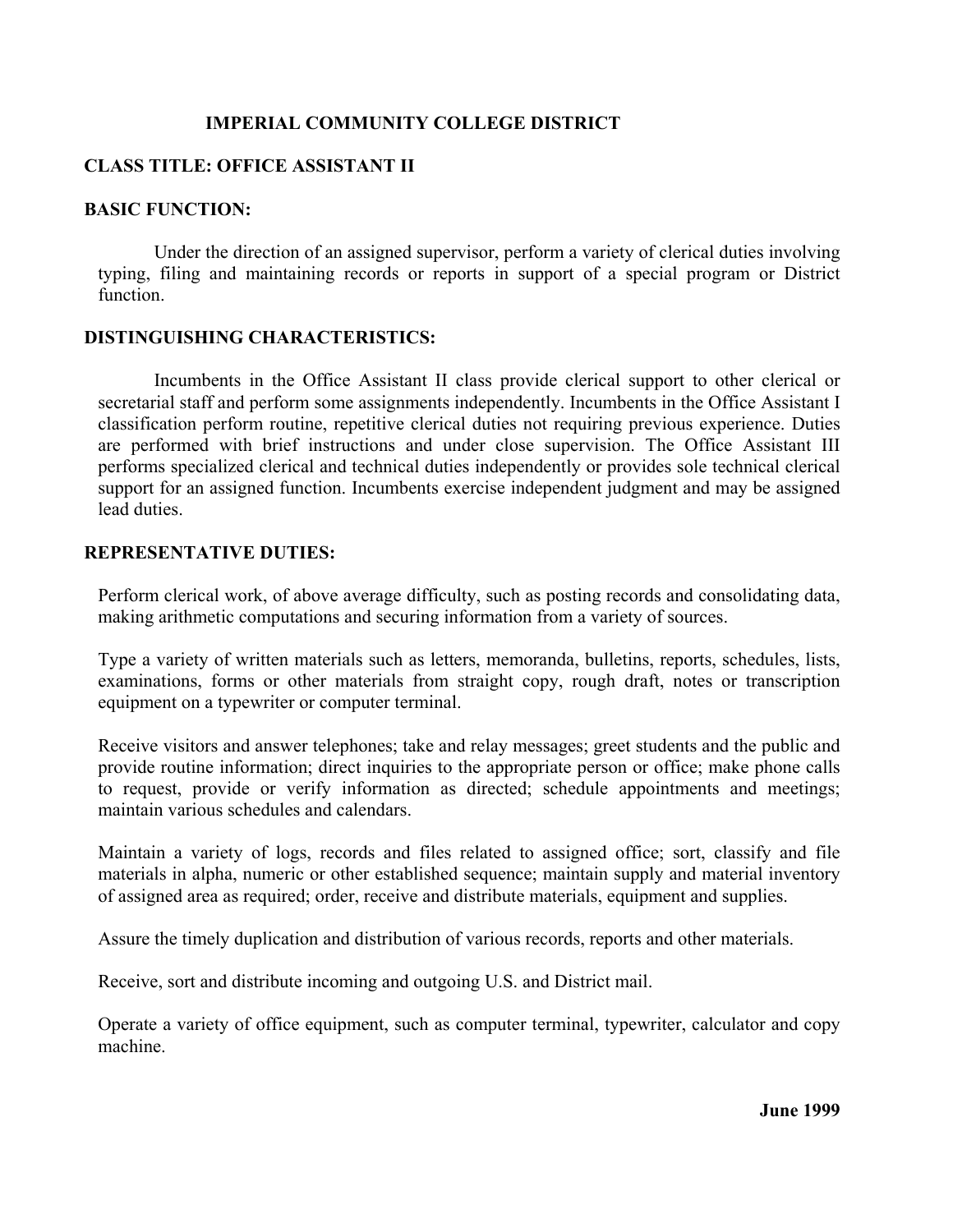# IMPERIAL COMMUNITY COLLEGE DISTRICT

## CLASS TITLE: OFFICE ASSISTANT II

## BASIC FUNCTION:

Under the direction of an assigned supervisor, perform a variety of clerical duties involving typing, filing and maintaining records or reports in support of a special program or District function.

## DISTINGUISHING CHARACTERISTICS:

Incumbents in the Office Assistant II class provide clerical support to other clerical or secretarial staff and perform some assignments independently. Incumbents in the Office Assistant I classification perform routine, repetitive clerical duties not requiring previous experience. Duties are performed with brief instructions and under close supervision. The Office Assistant III performs specialized clerical and technical duties independently or provides sole technical clerical support for an assigned function. Incumbents exercise independent judgment and may be assigned lead duties.

## REPRESENTATIVE DUTIES:

Perform clerical work, of above average difficulty, such as posting records and consolidating data, making arithmetic computations and securing information from a variety of sources.

Type a variety of written materials such as letters, memoranda, bulletins, reports, schedules, lists, examinations, forms or other materials from straight copy, rough draft, notes or transcription equipment on a typewriter or computer terminal.

Receive visitors and answer telephones; take and relay messages; greet students and the public and provide routine information; direct inquiries to the appropriate person or office; make phone calls to request, provide or verify information as directed; schedule appointments and meetings; maintain various schedules and calendars.

Maintain a variety of logs, records and files related to assigned office; sort, classify and file materials in alpha, numeric or other established sequence; maintain supply and material inventory of assigned area as required; order, receive and distribute materials, equipment and supplies.

Assure the timely duplication and distribution of various records, reports and other materials.

Receive, sort and distribute incoming and outgoing U.S. and District mail.

Operate a variety of office equipment, such as computer terminal, typewriter, calculator and copy machine.

**June 1999**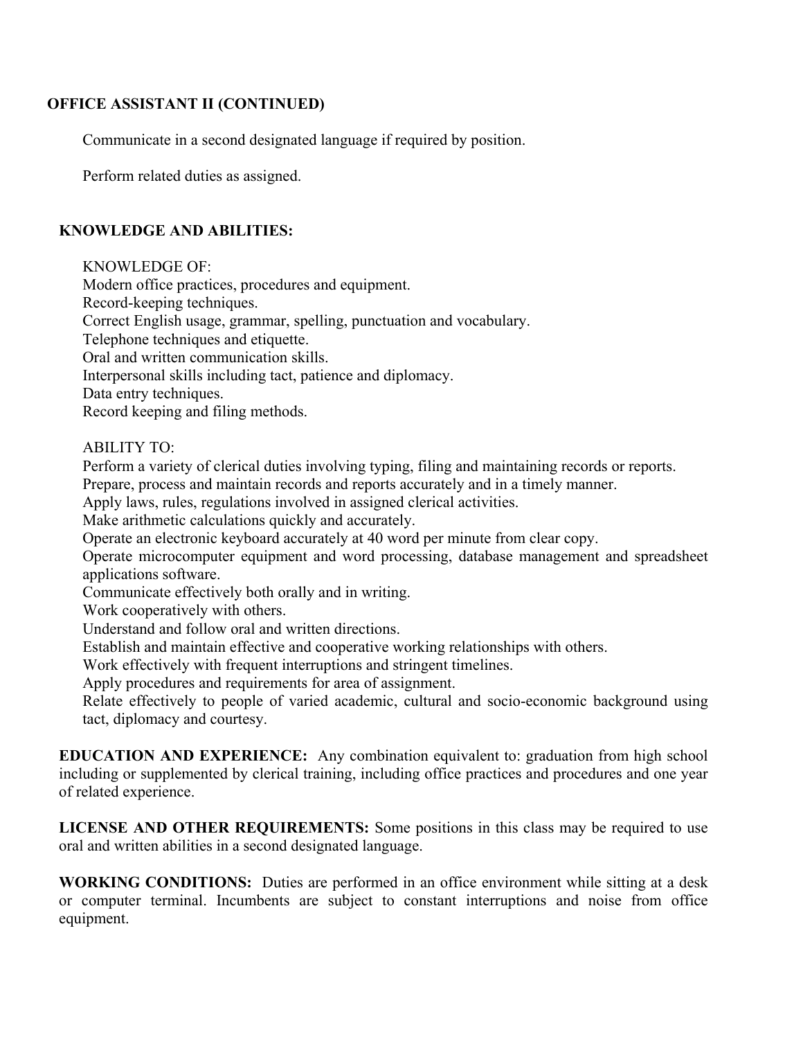**OFFICE ASSISTANT II (CONTINUED)**

Communicate in a second designated language if required by position.

Perform related duties as assigned.

**KNOWLEDGE AND ABILITIES:**

KNOWLEDGE OF:
Modern office practices, procedures and equipment.
Record-keeping techniques.
Correct English usage, grammar, spelling, punctuation and vocabulary.
Telephone techniques and etiquette.
Oral and written communication skills.
Interpersonal skills including tact, patience and diplomacy.
Data entry techniques.
Record keeping and filing methods.

ABILITY TO:
Perform a variety of clerical duties involving typing, filing and maintaining records or reports.
Prepare, process and maintain records and reports accurately and in a timely manner.
Apply laws, rules, regulations involved in assigned clerical activities.
Make arithmetic calculations quickly and accurately.
Operate an electronic keyboard accurately at 40 word per minute from clear copy.
Operate microcomputer equipment and word processing, database management and spreadsheet applications software.
Communicate effectively both orally and in writing.
Work cooperatively with others.
Understand and follow oral and written directions.
Establish and maintain effective and cooperative working relationships with others.
Work effectively with frequent interruptions and stringent timelines.
Apply procedures and requirements for area of assignment.
Relate effectively to people of varied academic, cultural and socio-economic background using tact, diplomacy and courtesy.

**EDUCATION AND EXPERIENCE:** Any combination equivalent to: graduation from high school including or supplemented by clerical training, including office practices and procedures and one year of related experience.

**LICENSE AND OTHER REQUIREMENTS:** Some positions in this class may be required to use oral and written abilities in a second designated language.

**WORKING CONDITIONS:** Duties are performed in an office environment while sitting at a desk or computer terminal. Incumbents are subject to constant interruptions and noise from office equipment.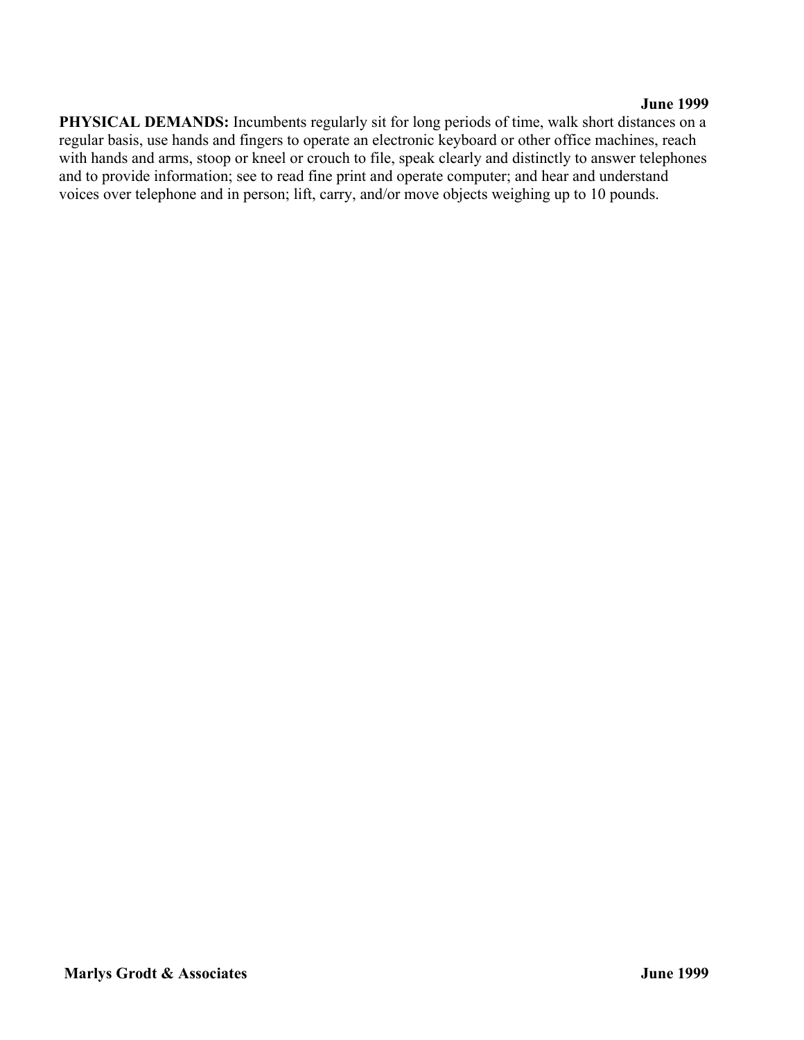**PHYSICAL DEMANDS:** Incumbents regularly sit for long periods of time, walk short distances on a regular basis, use hands and fingers to operate an electronic keyboard or other office machines, reach with hands and arms, stoop or kneel or crouch to file, speak clearly and distinctly to answer telephones and to provide information; see to read fine print and operate computer; and hear and understand voices over telephone and in person; lift, carry, and/or move objects weighing up to 10 pounds.